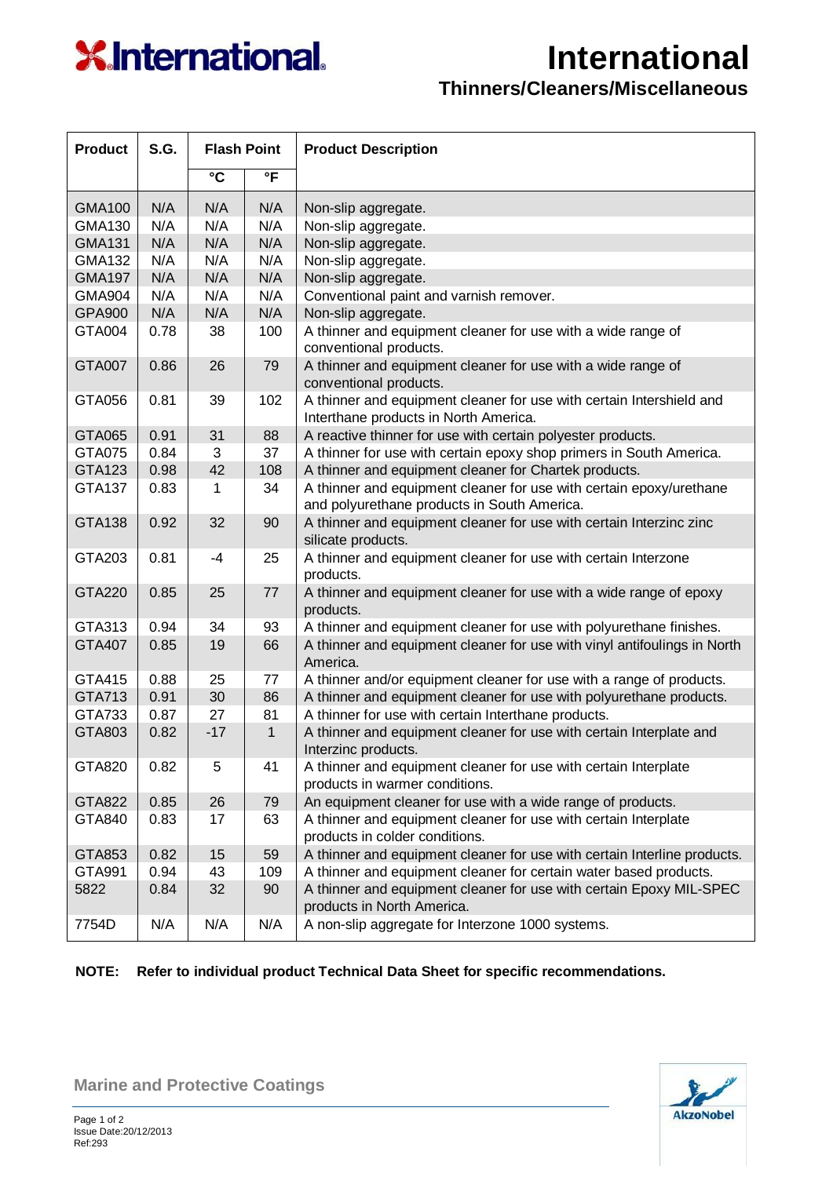# International

## Thinners/Cleaners/Miscellaneous

| Product | S.G. | Flash Point | | Product Description |
|---|---|---|---|---|
| | | °C | °F | |
| GMA100 | N/A | N/A | N/A | Non-slip aggregate. |
| GMA130 | N/A | N/A | N/A | Non-slip aggregate. |
| GMA131 | N/A | N/A | N/A | Non-slip aggregate. |
| GMA132 | N/A | N/A | N/A | Non-slip aggregate. |
| GMA197 | N/A | N/A | N/A | Non-slip aggregate. |
| GMA904 | N/A | N/A | N/A | Conventional paint and varnish remover. |
| GPA900 | N/A | N/A | N/A | Non-slip aggregate. |
| GTA004 | 0.78 | 38 | 100 | A thinner and equipment cleaner for use with a wide range of conventional products. |
| GTA007 | 0.86 | 26 | 79 | A thinner and equipment cleaner for use with a wide range of conventional products. |
| GTA056 | 0.81 | 39 | 102 | A thinner and equipment cleaner for use with certain Intershield and Interthane products in North America. |
| GTA065 | 0.91 | 31 | 88 | A reactive thinner for use with certain polyester products. |
| GTA075 | 0.84 | 3 | 37 | A thinner for use with certain epoxy shop primers in South America. |
| GTA123 | 0.98 | 42 | 108 | A thinner and equipment cleaner for Chartek products. |
| GTA137 | 0.83 | 1 | 34 | A thinner and equipment cleaner for use with certain epoxy/urethane and polyurethane products in South America. |
| GTA138 | 0.92 | 32 | 90 | A thinner and equipment cleaner for use with certain Interzinc zinc silicate products. |
| GTA203 | 0.81 | -4 | 25 | A thinner and equipment cleaner for use with certain Interzone products. |
| GTA220 | 0.85 | 25 | 77 | A thinner and equipment cleaner for use with a wide range of epoxy products. |
| GTA313 | 0.94 | 34 | 93 | A thinner and equipment cleaner for use with polyurethane finishes. |
| GTA407 | 0.85 | 19 | 66 | A thinner and equipment cleaner for use with vinyl antifoulings in North America. |
| GTA415 | 0.88 | 25 | 77 | A thinner and/or equipment cleaner for use with a range of products. |
| GTA713 | 0.91 | 30 | 86 | A thinner and equipment cleaner for use with polyurethane products. |
| GTA733 | 0.87 | 27 | 81 | A thinner for use with certain Interthane products. |
| GTA803 | 0.82 | -17 | 1 | A thinner and equipment cleaner for use with certain Interplate and Interzinc products. |
| GTA820 | 0.82 | 5 | 41 | A thinner and equipment cleaner for use with certain Interplate products in warmer conditions. |
| GTA822 | 0.85 | 26 | 79 | An equipment cleaner for use with a wide range of products. |
| GTA840 | 0.83 | 17 | 63 | A thinner and equipment cleaner for use with certain Interplate products in colder conditions. |
| GTA853 | 0.82 | 15 | 59 | A thinner and equipment cleaner for use with certain Interline products. |
| GTA991 | 0.94 | 43 | 109 | A thinner and equipment cleaner for certain water based products. |
| 5822 | 0.84 | 32 | 90 | A thinner and equipment cleaner for use with certain Epoxy MIL-SPEC products in North America. |
| 7754D | N/A | N/A | N/A | A non-slip aggregate for Interzone 1000 systems. |

**NOTE: Refer to individual product Technical Data Sheet for specific recommendations.**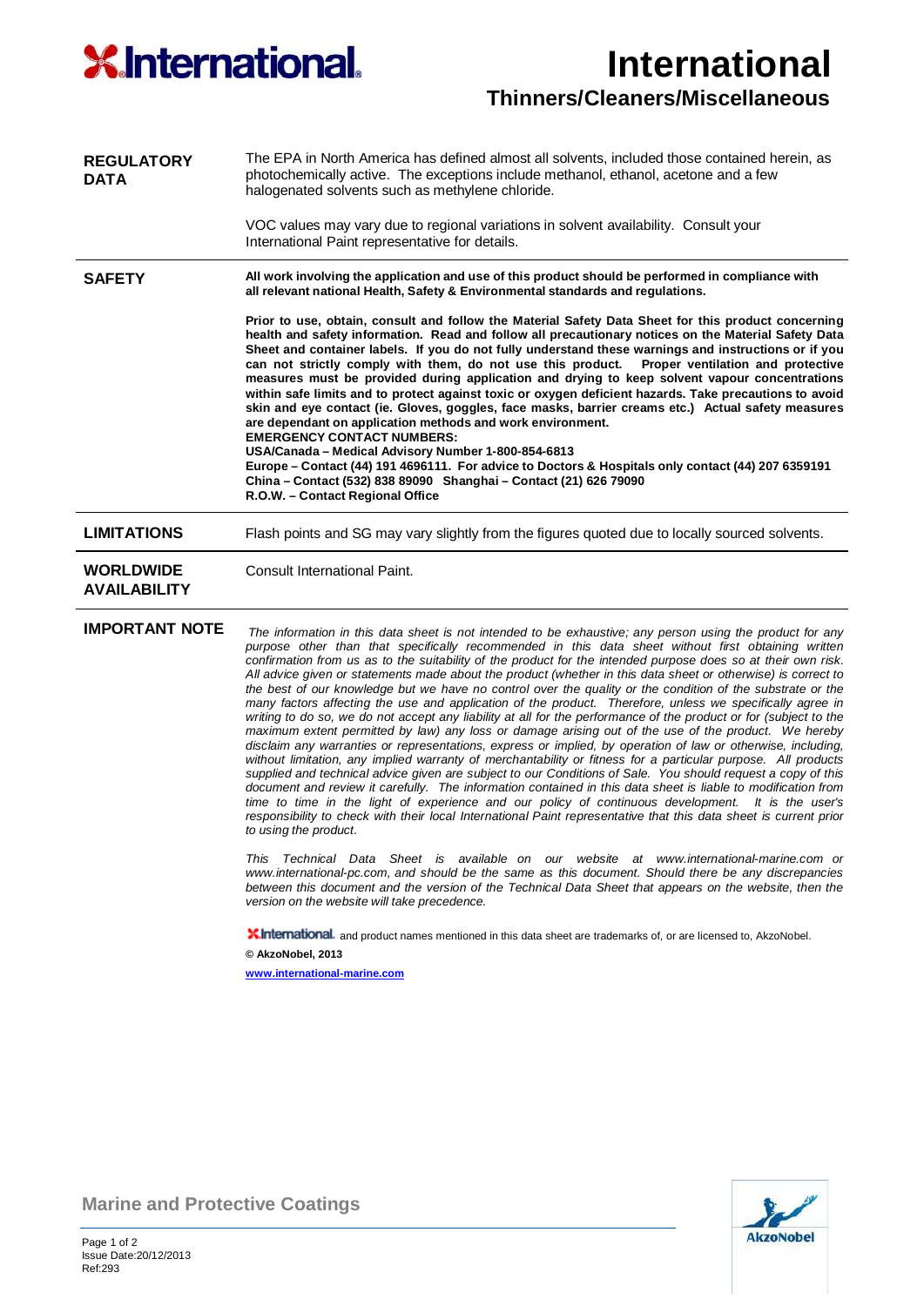# International

## Thinners/Cleaners/Miscellaneous

| | |
|---|---|
| **REGULATORY DATA** | The EPA in North America has defined almost all solvents, included those contained herein, as photochemically active. The exceptions include methanol, ethanol, acetone and a few halogenated solvents such as methylene chloride.<br><br>VOC values may vary due to regional variations in solvent availability. Consult your International Paint representative for details. |
| **SAFETY** | **All work involving the application and use of this product should be performed in compliance with all relevant national Health, Safety & Environmental standards and regulations.**<br><br>**Prior to use, obtain, consult and follow the Material Safety Data Sheet for this product concerning health and safety information. Read and follow all precautionary notices on the Material Safety Data Sheet and container labels. If you do not fully understand these warnings and instructions or if you can not strictly comply with them, do not use this product. Proper ventilation and protective measures must be provided during application and drying to keep solvent vapour concentrations within safe limits and to protect against toxic or oxygen deficient hazards. Take precautions to avoid skin and eye contact (ie. Gloves, goggles, face masks, barrier creams etc.) Actual safety measures are dependant on application methods and work environment.**<br>**EMERGENCY CONTACT NUMBERS:**<br>**USA/Canada – Medical Advisory Number 1-800-854-6813**<br>**Europe – Contact (44) 191 4696111. For advice to Doctors & Hospitals only contact (44) 207 6359191**<br>**China – Contact (532) 838 89090 Shanghai – Contact (21) 626 79090**<br>**R.O.W. – Contact Regional Office** |
| **LIMITATIONS** | Flash points and SG may vary slightly from the figures quoted due to locally sourced solvents. |
| **WORLDWIDE AVAILABILITY** | Consult International Paint. |
| **IMPORTANT NOTE** | *The information in this data sheet is not intended to be exhaustive; any person using the product for any purpose other than that specifically recommended in this data sheet without first obtaining written confirmation from us as to the suitability of the product for the intended purpose does so at their own risk. All advice given or statements made about the product (whether in this data sheet or otherwise) is correct to the best of our knowledge but we have no control over the quality or the condition of the substrate or the many factors affecting the use and application of the product. Therefore, unless we specifically agree in writing to do so, we do not accept any liability at all for the performance of the product or for (subject to the maximum extent permitted by law) any loss or damage arising out of the use of the product. We hereby disclaim any warranties or representations, express or implied, by operation of law or otherwise, including, without limitation, any implied warranty of merchantability or fitness for a particular purpose. All products supplied and technical advice given are subject to our Conditions of Sale. You should request a copy of this document and review it carefully. The information contained in this data sheet is liable to modification from time to time in the light of experience and our policy of continuous development. It is the user's responsibility to check with their local International Paint representative that this data sheet is current prior to using the product.*<br><br>*This Technical Data Sheet is available on our website at www.international-marine.com or www.international-pc.com, and should be the same as this document. Should there be any discrepancies between this document and the version of the Technical Data Sheet that appears on the website, then the version on the website will take precedence.* |

International and product names mentioned in this data sheet are trademarks of, or are licensed to, AkzoNobel.

**© AkzoNobel, 2013**

**www.international-marine.com**

Marine and Protective Coatings

Issue Date:20/12/2013
Ref:293